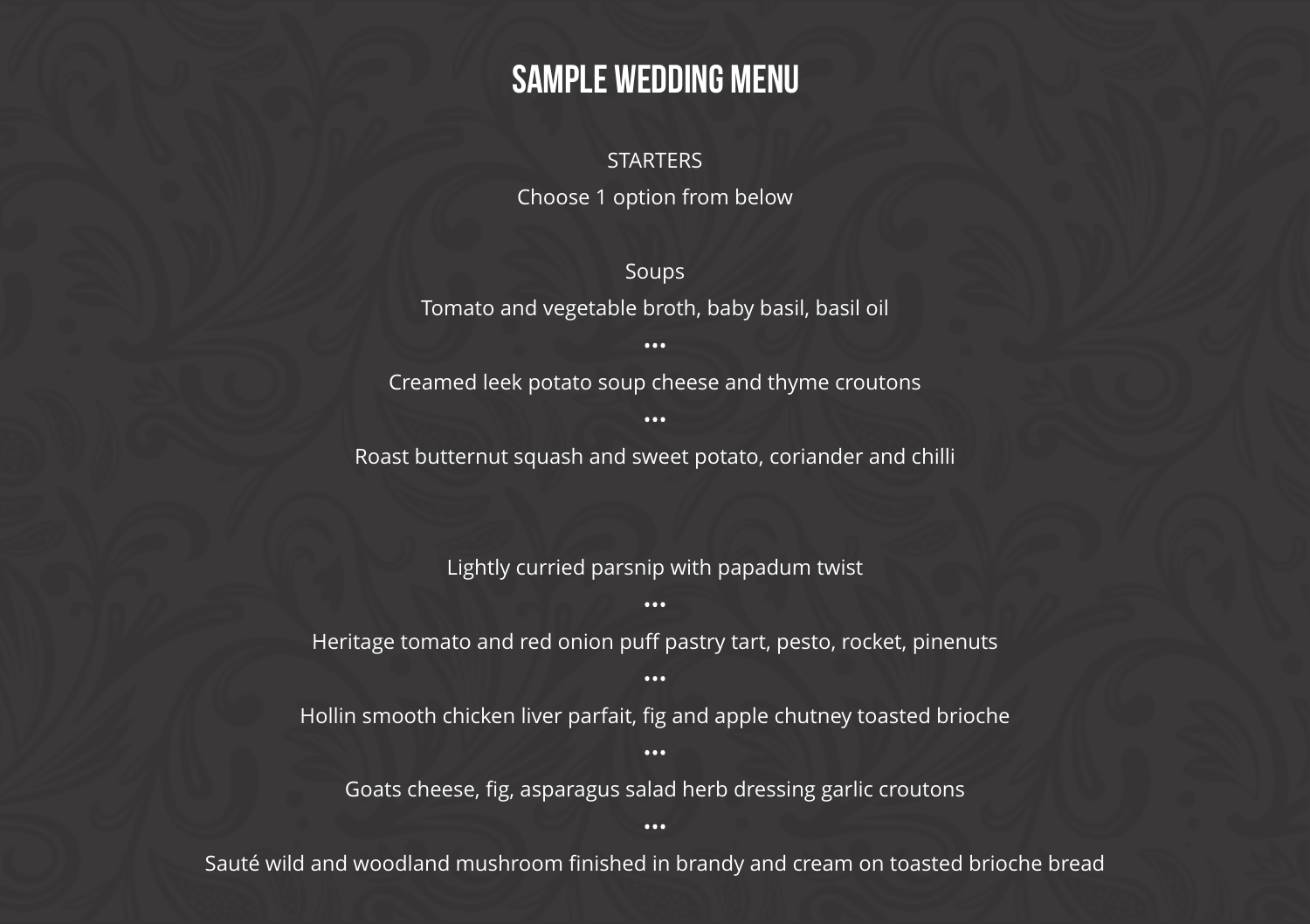# SAMPLE WEDDING MENU

STARTERS

Choose 1 option from below

Soups

Tomato and vegetable broth, baby basil, basil oil

•••

Creamed leek potato soup cheese and thyme croutons

•••

Roast butternut squash and sweet potato, coriander and chilli

Lightly curried parsnip with papadum twist

•••

Heritage tomato and red onion puff pastry tart, pesto, rocket, pinenuts

•••

Hollin smooth chicken liver parfait, fig and apple chutney toasted brioche

•••

Goats cheese, fig, asparagus salad herb dressing garlic croutons

•••

Sauté wild and woodland mushroom finished in brandy and cream on toasted brioche bread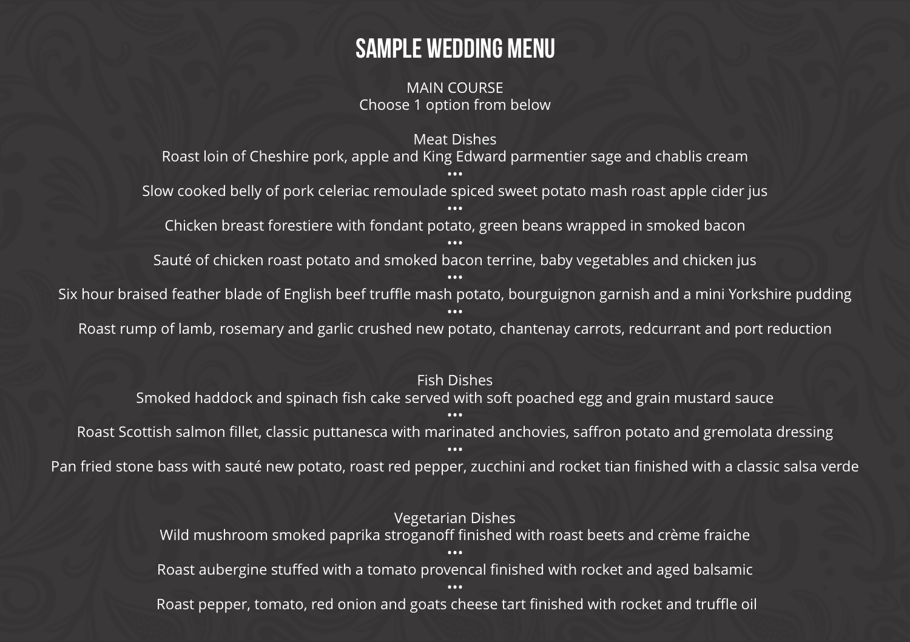# SAMPLE WEDDING MENU

MAIN COURSE
Choose 1 option from below

## Meat Dishes

Roast loin of Cheshire pork, apple and King Edward parmentier sage and chablis cream

•••

Slow cooked belly of pork celeriac remoulade spiced sweet potato mash roast apple cider jus

•••

Chicken breast forestiere with fondant potato, green beans wrapped in smoked bacon

•••

Sauté of chicken roast potato and smoked bacon terrine, baby vegetables and chicken jus

•••

Six hour braised feather blade of English beef truffle mash potato, bourguignon garnish and a mini Yorkshire pudding

•••

Roast rump of lamb, rosemary and garlic crushed new potato, chantenay carrots, redcurrant and port reduction

## Fish Dishes

Smoked haddock and spinach fish cake served with soft poached egg and grain mustard sauce

•••

Roast Scottish salmon fillet, classic puttanesca with marinated anchovies, saffron potato and gremolata dressing

•••

Pan fried stone bass with sauté new potato, roast red pepper, zucchini and rocket tian finished with a classic salsa verde

## Vegetarian Dishes

Wild mushroom smoked paprika stroganoff finished with roast beets and crème fraiche

•••

Roast aubergine stuffed with a tomato provencal finished with rocket and aged balsamic

•••

Roast pepper, tomato, red onion and goats cheese tart finished with rocket and truffle oil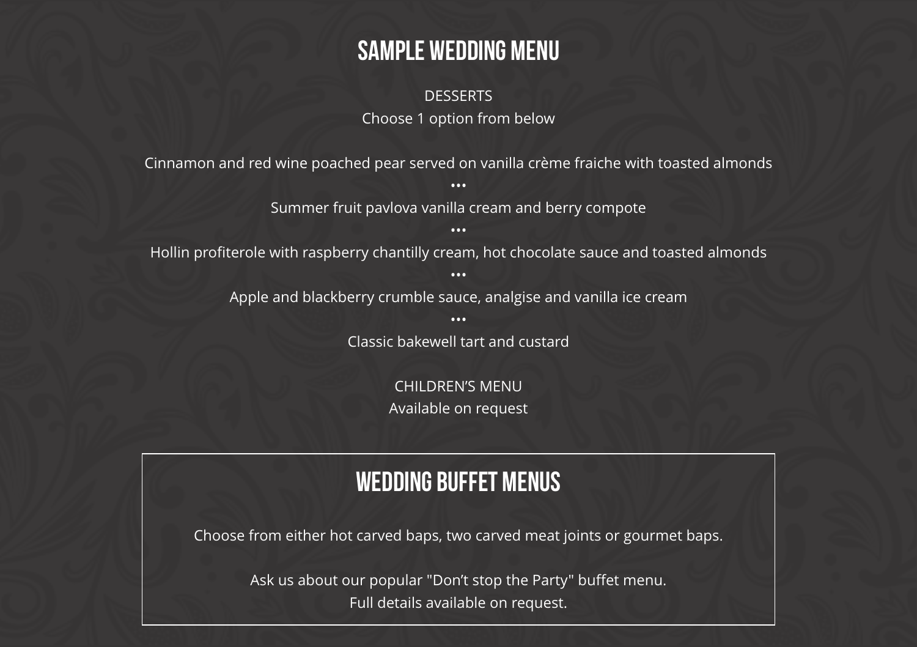# SAMPLE WEDDING MENU

DESSERTS

Choose 1 option from below

Cinnamon and red wine poached pear served on vanilla crème fraiche with toasted almonds

•••

Summer fruit pavlova vanilla cream and berry compote

•••

Hollin profiterole with raspberry chantilly cream, hot chocolate sauce and toasted almonds

•••

Apple and blackberry crumble sauce, analgise and vanilla ice cream

•••

Classic bakewell tart and custard

CHILDREN'S MENU

Available on request

## WEDDING BUFFET MENUS

Choose from either hot carved baps, two carved meat joints or gourmet baps.

Ask us about our popular "Don't stop the Party" buffet menu.
Full details available on request.